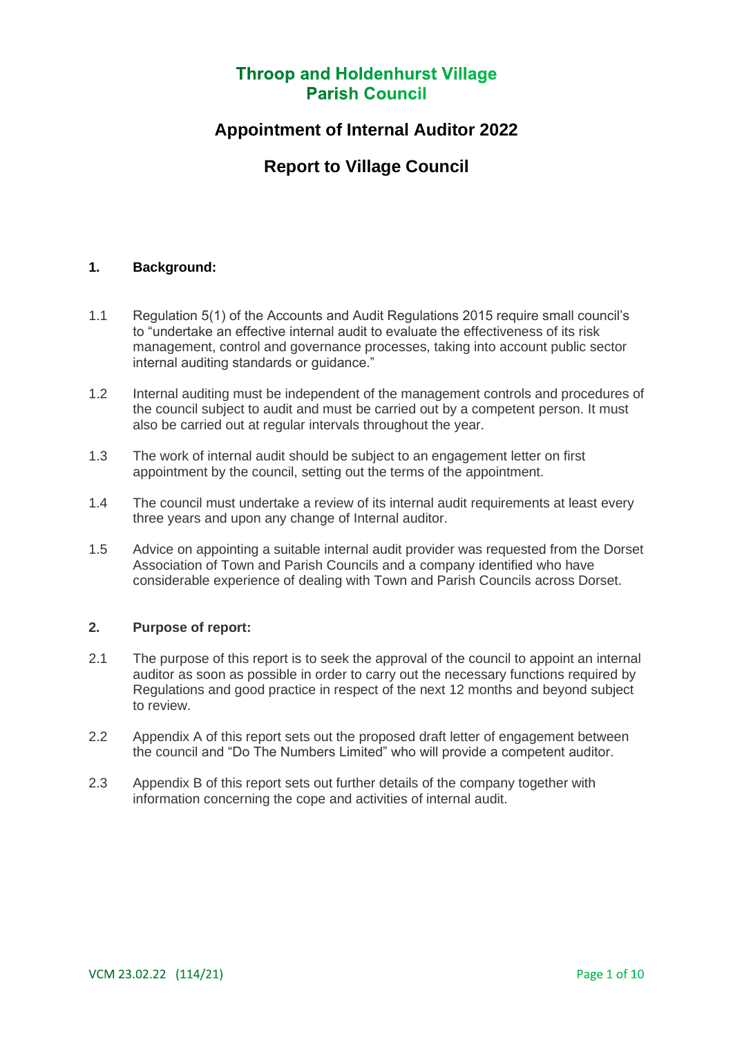# Throop and Holdenhurst Village Parish Council

## Appointment of Internal Auditor 2022

## Report to Village Council

### 1. Background:

1.1 Regulation 5(1) of the Accounts and Audit Regulations 2015 require small council's to "undertake an effective internal audit to evaluate the effectiveness of its risk management, control and governance processes, taking into account public sector internal auditing standards or guidance."

1.2 Internal auditing must be independent of the management controls and procedures of the council subject to audit and must be carried out by a competent person. It must also be carried out at regular intervals throughout the year.

1.3 The work of internal audit should be subject to an engagement letter on first appointment by the council, setting out the terms of the appointment.

1.4 The council must undertake a review of its internal audit requirements at least every three years and upon any change of Internal auditor.

1.5 Advice on appointing a suitable internal audit provider was requested from the Dorset Association of Town and Parish Councils and a company identified who have considerable experience of dealing with Town and Parish Councils across Dorset.

### 2. Purpose of report:

2.1 The purpose of this report is to seek the approval of the council to appoint an internal auditor as soon as possible in order to carry out the necessary functions required by Regulations and good practice in respect of the next 12 months and beyond subject to review.

2.2 Appendix A of this report sets out the proposed draft letter of engagement between the council and "Do The Numbers Limited" who will provide a competent auditor.

2.3 Appendix B of this report sets out further details of the company together with information concerning the cope and activities of internal audit.

VCM 23.02.22 (114/21)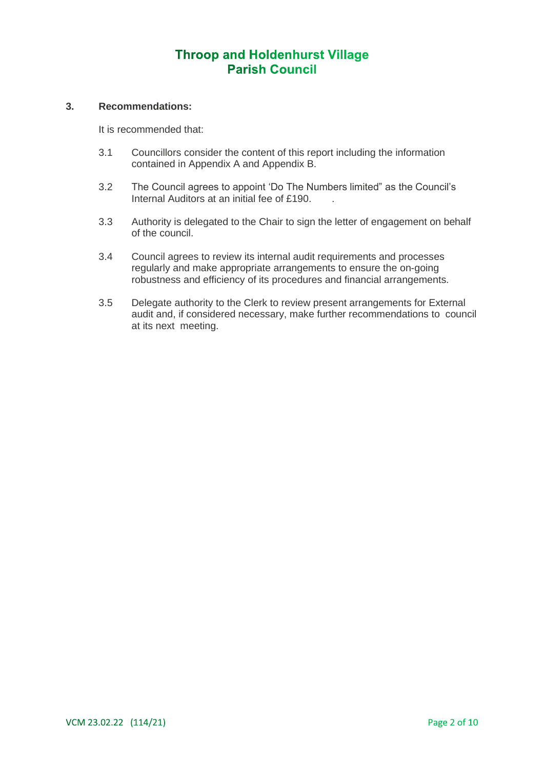# Throop and Holdenhurst Village Parish Council

## 3. Recommendations:

It is recommended that:

3.1 Councillors consider the content of this report including the information contained in Appendix A and Appendix B.

3.2 The Council agrees to appoint 'Do The Numbers limited" as the Council's Internal Auditors at an initial fee of £190. .

3.3 Authority is delegated to the Chair to sign the letter of engagement on behalf of the council.

3.4 Council agrees to review its internal audit requirements and processes regularly and make appropriate arrangements to ensure the on-going robustness and efficiency of its procedures and financial arrangements.

3.5 Delegate authority to the Clerk to review present arrangements for External audit and, if considered necessary, make further recommendations to council at its next meeting.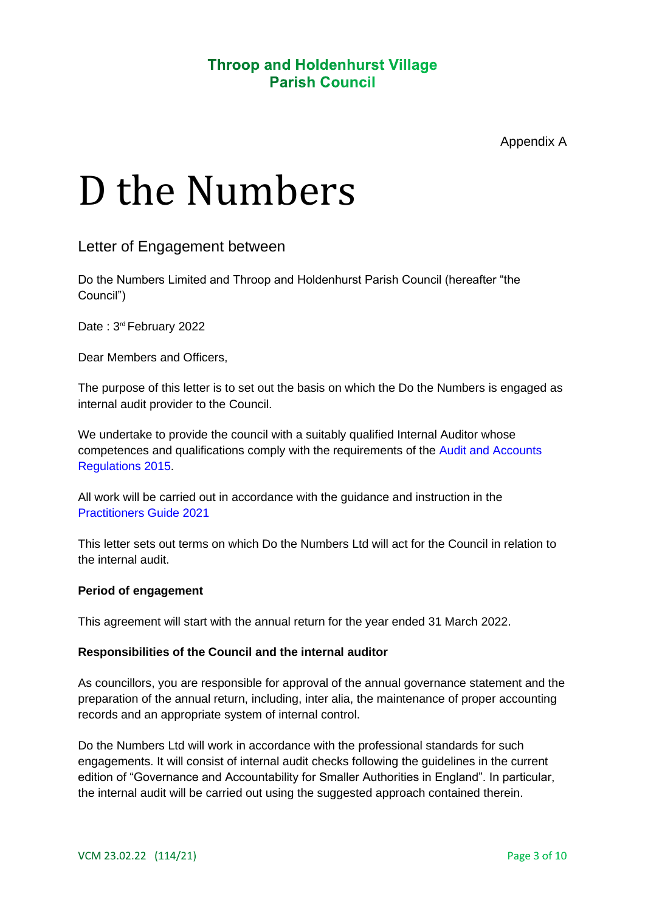**Throop and Holdenhurst Village Parish Council**

Appendix A

# D the Numbers

## Letter of Engagement between

Do the Numbers Limited and Throop and Holdenhurst Parish Council (hereafter "the Council")

Date : 3rd February 2022

Dear Members and Officers,

The purpose of this letter is to set out the basis on which the Do the Numbers is engaged as internal audit provider to the Council.

We undertake to provide the council with a suitably qualified Internal Auditor whose competences and qualifications comply with the requirements of the Audit and Accounts Regulations 2015.

All work will be carried out in accordance with the guidance and instruction in the Practitioners Guide 2021

This letter sets out terms on which Do the Numbers Ltd will act for the Council in relation to the internal audit.

**Period of engagement**

This agreement will start with the annual return for the year ended 31 March 2022.

**Responsibilities of the Council and the internal auditor**

As councillors, you are responsible for approval of the annual governance statement and the preparation of the annual return, including, inter alia, the maintenance of proper accounting records and an appropriate system of internal control.

Do the Numbers Ltd will work in accordance with the professional standards for such engagements. It will consist of internal audit checks following the guidelines in the current edition of "Governance and Accountability for Smaller Authorities in England". In particular, the internal audit will be carried out using the suggested approach contained therein.

VCM 23.02.22 (114/21)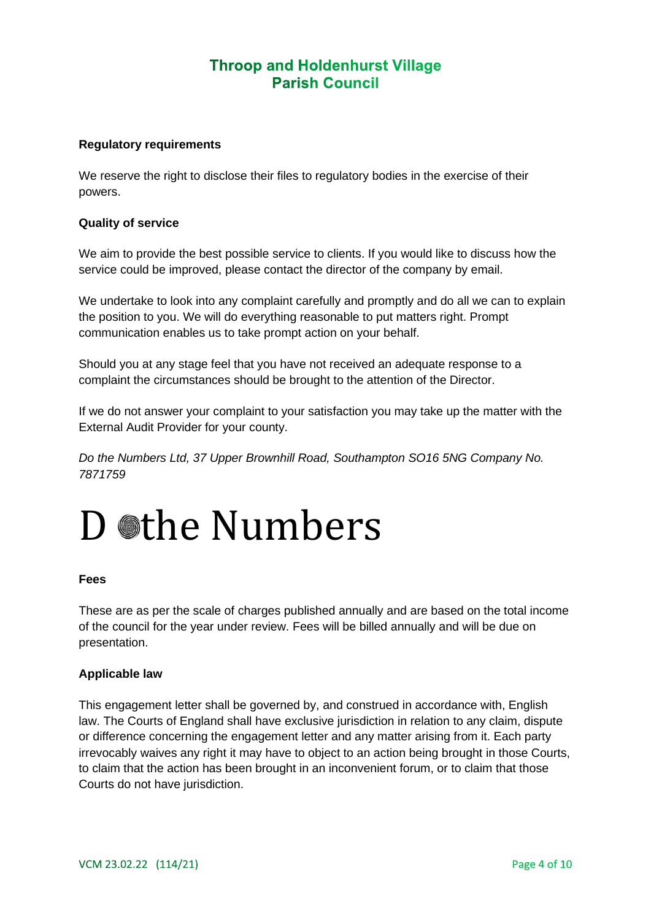**Regulatory requirements**

We reserve the right to disclose their files to regulatory bodies in the exercise of their powers.

**Quality of service**

We aim to provide the best possible service to clients. If you would like to discuss how the service could be improved, please contact the director of the company by email.

We undertake to look into any complaint carefully and promptly and do all we can to explain the position to you. We will do everything reasonable to put matters right. Prompt communication enables us to take prompt action on your behalf.

Should you at any stage feel that you have not received an adequate response to a complaint the circumstances should be brought to the attention of the Director.

If we do not answer your complaint to your satisfaction you may take up the matter with the External Audit Provider for your county.

*Do the Numbers Ltd, 37 Upper Brownhill Road, Southampton SO16 5NG Company No. 7871759*

# Do the Numbers

**Fees**

These are as per the scale of charges published annually and are based on the total income of the council for the year under review. Fees will be billed annually and will be due on presentation.

**Applicable law**

This engagement letter shall be governed by, and construed in accordance with, English law. The Courts of England shall have exclusive jurisdiction in relation to any claim, dispute or difference concerning the engagement letter and any matter arising from it. Each party irrevocably waives any right it may have to object to an action being brought in those Courts, to claim that the action has been brought in an inconvenient forum, or to claim that those Courts do not have jurisdiction.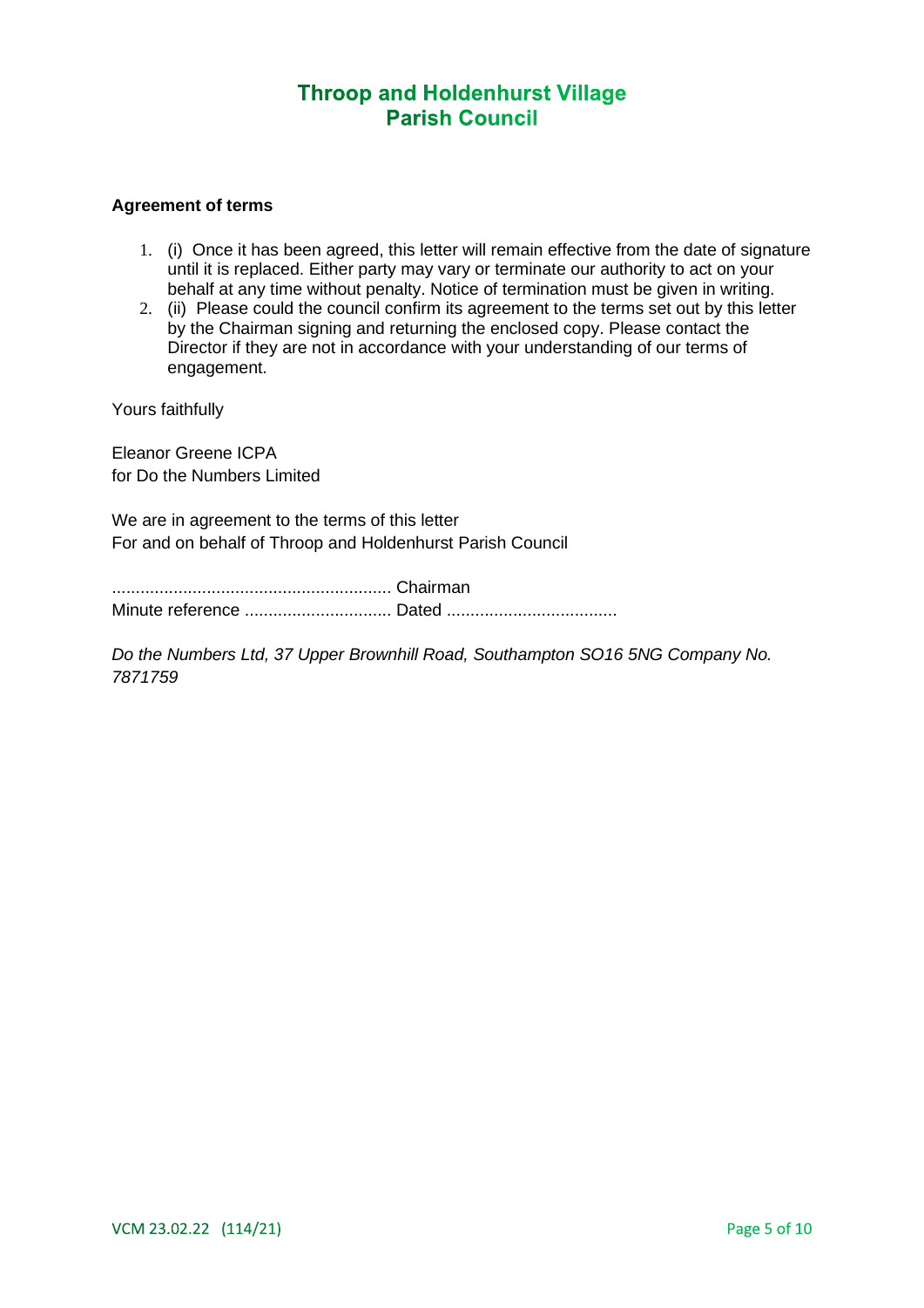# Throop and Holdenhurst Village Parish Council

**Agreement of terms**

1. (i) Once it has been agreed, this letter will remain effective from the date of signature until it is replaced. Either party may vary or terminate our authority to act on your behalf at any time without penalty. Notice of termination must be given in writing.
2. (ii) Please could the council confirm its agreement to the terms set out by this letter by the Chairman signing and returning the enclosed copy. Please contact the Director if they are not in accordance with your understanding of our terms of engagement.

Yours faithfully

Eleanor Greene ICPA
for Do the Numbers Limited

We are in agreement to the terms of this letter
For and on behalf of Throop and Holdenhurst Parish Council

........................................................... Chairman
Minute reference ............................... Dated ....................................

*Do the Numbers Ltd, 37 Upper Brownhill Road, Southampton SO16 5NG Company No. 7871759*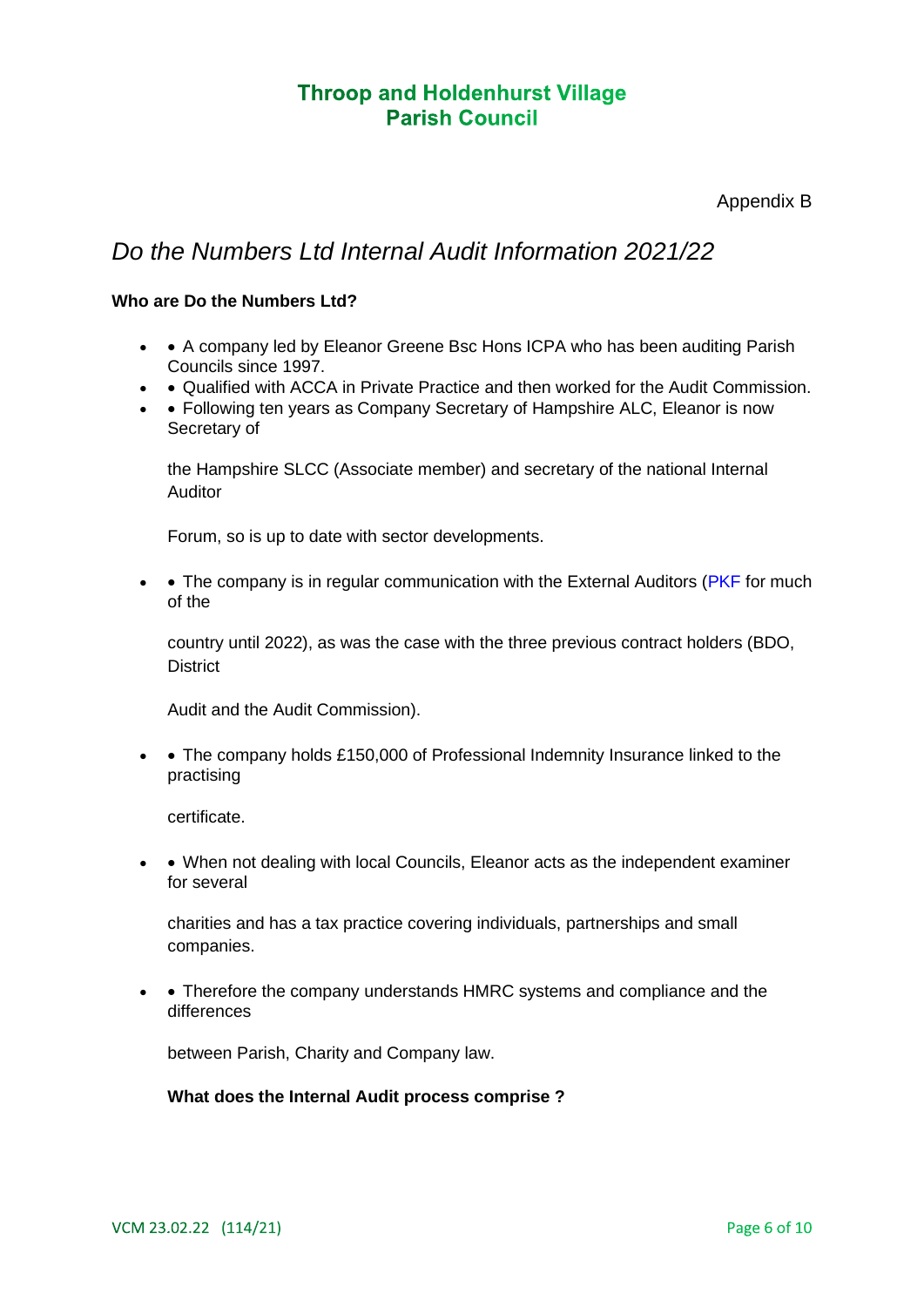# Throop and Holdenhurst Village Parish Council

Appendix B

## *Do the Numbers Ltd Internal Audit Information 2021/22*

**Who are Do the Numbers Ltd?**

- • A company led by Eleanor Greene Bsc Hons ICPA who has been auditing Parish Councils since 1997.
- • Qualified with ACCA in Private Practice and then worked for the Audit Commission.
- • Following ten years as Company Secretary of Hampshire ALC, Eleanor is now Secretary of

  the Hampshire SLCC (Associate member) and secretary of the national Internal Auditor

  Forum, so is up to date with sector developments.

- • The company is in regular communication with the External Auditors (PKF for much of the

  country until 2022), as was the case with the three previous contract holders (BDO, District

  Audit and the Audit Commission).

- • The company holds £150,000 of Professional Indemnity Insurance linked to the practising

  certificate.

- • When not dealing with local Councils, Eleanor acts as the independent examiner for several

  charities and has a tax practice covering individuals, partnerships and small companies.

- • Therefore the company understands HMRC systems and compliance and the differences

  between Parish, Charity and Company law.

**What does the Internal Audit process comprise ?**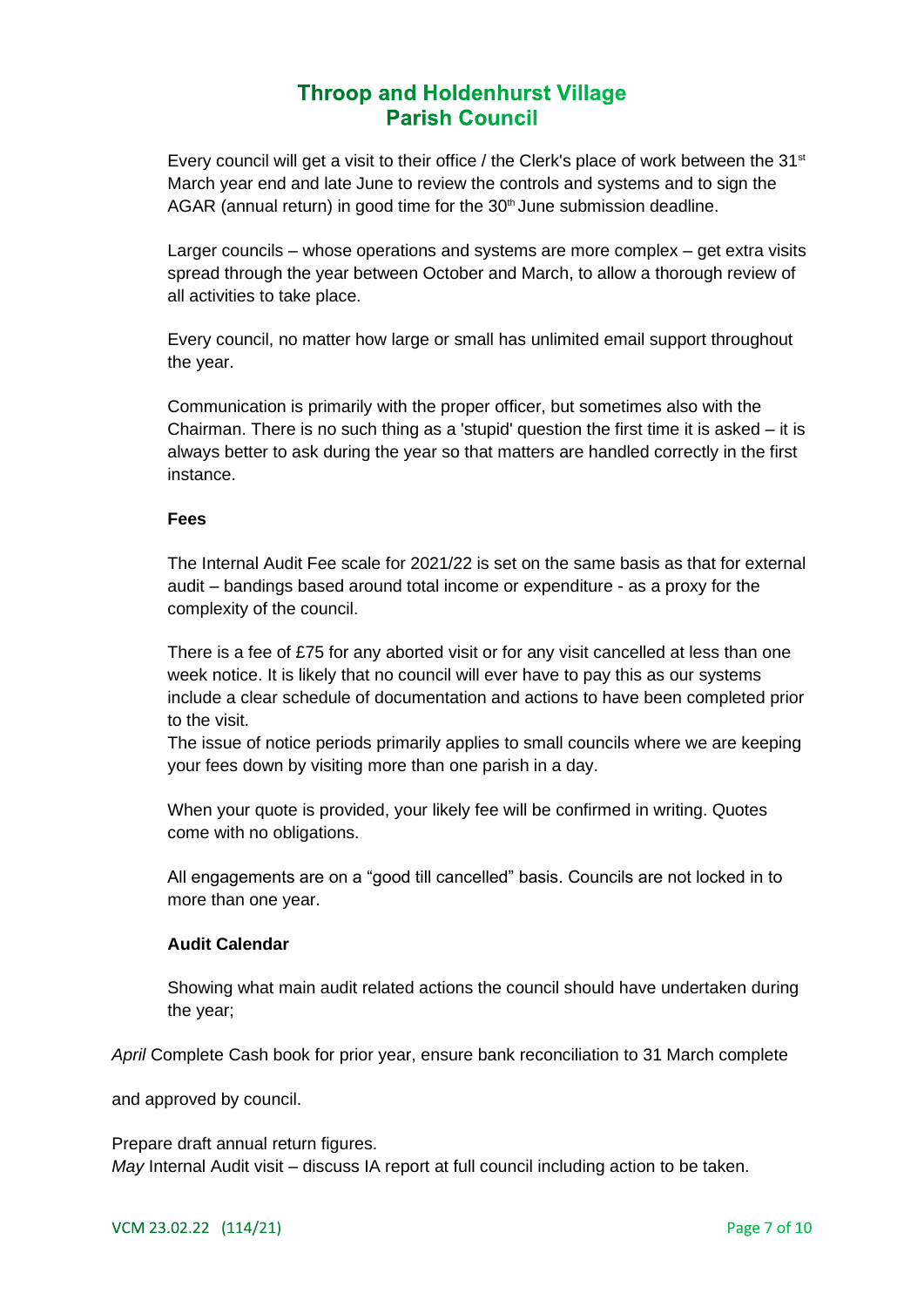Every council will get a visit to their office / the Clerk's place of work between the 31st March year end and late June to review the controls and systems and to sign the AGAR (annual return) in good time for the 30th June submission deadline.

Larger councils – whose operations and systems are more complex – get extra visits spread through the year between October and March, to allow a thorough review of all activities to take place.

Every council, no matter how large or small has unlimited email support throughout the year.

Communication is primarily with the proper officer, but sometimes also with the Chairman. There is no such thing as a 'stupid' question the first time it is asked – it is always better to ask during the year so that matters are handled correctly in the first instance.

**Fees**

The Internal Audit Fee scale for 2021/22 is set on the same basis as that for external audit – bandings based around total income or expenditure - as a proxy for the complexity of the council.

There is a fee of £75 for any aborted visit or for any visit cancelled at less than one week notice. It is likely that no council will ever have to pay this as our systems include a clear schedule of documentation and actions to have been completed prior to the visit.
The issue of notice periods primarily applies to small councils where we are keeping your fees down by visiting more than one parish in a day.

When your quote is provided, your likely fee will be confirmed in writing. Quotes come with no obligations.

All engagements are on a "good till cancelled" basis. Councils are not locked in to more than one year.

**Audit Calendar**

Showing what main audit related actions the council should have undertaken during the year;

*April* Complete Cash book for prior year, ensure bank reconciliation to 31 March complete

and approved by council.

Prepare draft annual return figures.
*May* Internal Audit visit – discuss IA report at full council including action to be taken.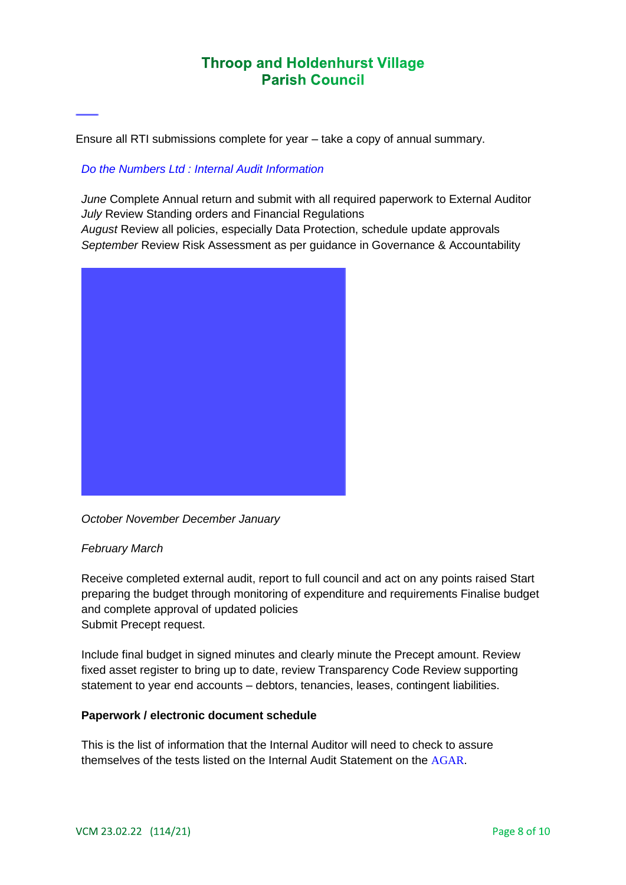Ensure all RTI submissions complete for year – take a copy of annual summary.

*Do the Numbers Ltd : Internal Audit Information*

*June* Complete Annual return and submit with all required paperwork to External Auditor
*July* Review Standing orders and Financial Regulations
*August* Review all policies, especially Data Protection, schedule update approvals
*September* Review Risk Assessment as per guidance in Governance & Accountability

*October November December January*

*February March*

Receive completed external audit, report to full council and act on any points raised Start preparing the budget through monitoring of expenditure and requirements Finalise budget and complete approval of updated policies
Submit Precept request.

Include final budget in signed minutes and clearly minute the Precept amount. Review fixed asset register to bring up to date, review Transparency Code Review supporting statement to year end accounts – debtors, tenancies, leases, contingent liabilities.

**Paperwork / electronic document schedule**

This is the list of information that the Internal Auditor will need to check to assure themselves of the tests listed on the Internal Audit Statement on the AGAR.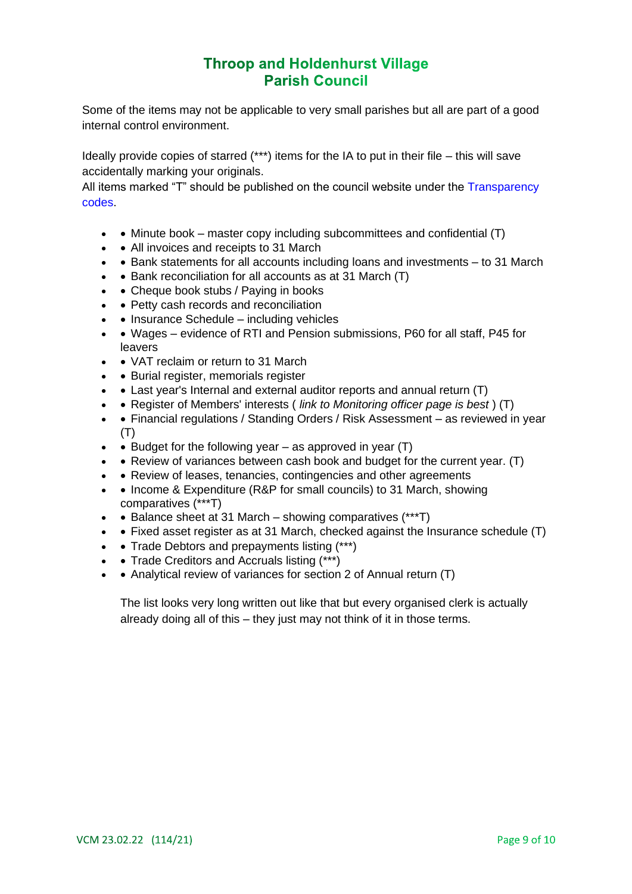# Throop and Holdenhurst Village Parish Council

Some of the items may not be applicable to very small parishes but all are part of a good internal control environment.

Ideally provide copies of starred (***) items for the IA to put in their file – this will save accidentally marking your originals.

All items marked "T" should be published on the council website under the Transparency codes.

- Minute book – master copy including subcommittees and confidential (T)
- All invoices and receipts to 31 March
- Bank statements for all accounts including loans and investments – to 31 March
- Bank reconciliation for all accounts as at 31 March (T)
- Cheque book stubs / Paying in books
- Petty cash records and reconciliation
- Insurance Schedule – including vehicles
- Wages – evidence of RTI and Pension submissions, P60 for all staff, P45 for leavers
- VAT reclaim or return to 31 March
- Burial register, memorials register
- Last year's Internal and external auditor reports and annual return (T)
- Register of Members' interests ( *link to Monitoring officer page is best* ) (T)
- Financial regulations / Standing Orders / Risk Assessment – as reviewed in year (T)
- Budget for the following year – as approved in year (T)
- Review of variances between cash book and budget for the current year. (T)
- Review of leases, tenancies, contingencies and other agreements
- Income & Expenditure (R&P for small councils) to 31 March, showing comparatives (***T)
- Balance sheet at 31 March – showing comparatives (***T)
- Fixed asset register as at 31 March, checked against the Insurance schedule (T)
- Trade Debtors and prepayments listing (***)
- Trade Creditors and Accruals listing (***)
- Analytical review of variances for section 2 of Annual return (T)

The list looks very long written out like that but every organised clerk is actually already doing all of this – they just may not think of it in those terms.

VCM 23.02.22 (114/21)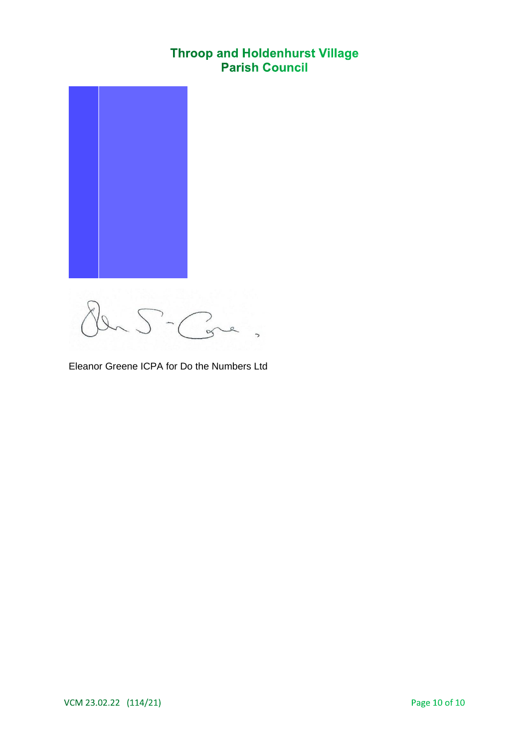**Throop and Holdenhurst Village Parish Council**

Eleanor Greene ICPA for Do the Numbers Ltd